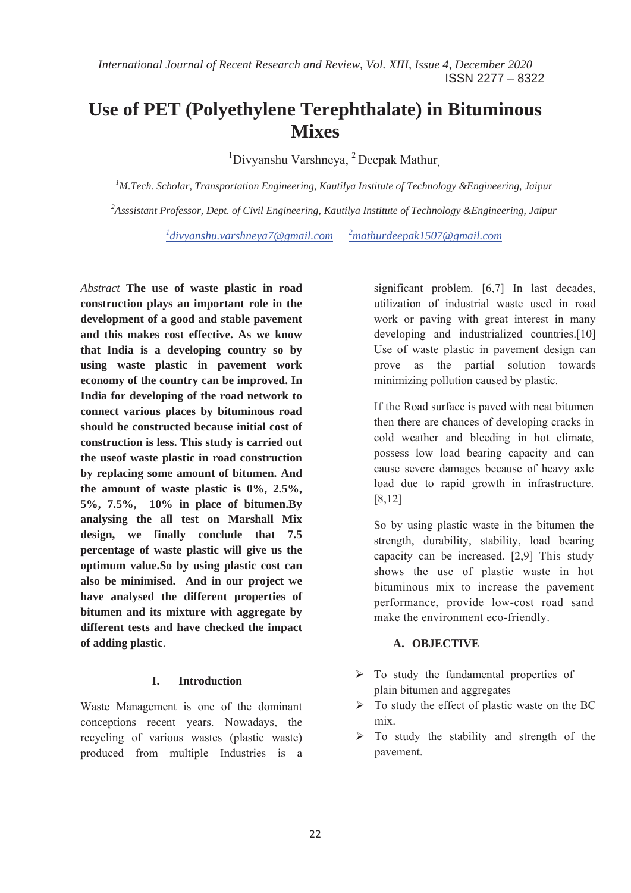# Use of PET (Polyethylene Terephthalate) in Bituminous Mixes

[1]Divyanshu Varshneya, [2] Deepak Mathur,

[1]*M.Tech. Scholar, Transportation Engineering, Kautilya Institute of Technology &Engineering, Jaipur*

[2]*Asssistant Professor, Dept. of Civil Engineering, Kautilya Institute of Technology &Engineering, Jaipur*

[1]divyanshu.varshneya7@gmail.com [2]mathurdeepak1507@gmail.com

*Abstract* **The use of waste plastic in road construction plays an important role in the development of a good and stable pavement and this makes cost effective. As we know that India is a developing country so by using waste plastic in pavement work economy of the country can be improved. In India for developing of the road network to connect various places by bituminous road should be constructed because initial cost of construction is less. This study is carried out the useof waste plastic in road construction by replacing some amount of bitumen. And the amount of waste plastic is 0%, 2.5%, 5%, 7.5%, 10% in place of bitumen.By analysing the all test on Marshall Mix design, we finally conclude that 7.5 percentage of waste plastic will give us the optimum value.So by using plastic cost can also be minimised. And in our project we have analysed the different properties of bitumen and its mixture with aggregate by different tests and have checked the impact of adding plastic**.

## I. Introduction

Waste Management is one of the dominant conceptions recent years. Nowadays, the recycling of various wastes (plastic waste) produced from multiple Industries is a significant problem. [6,7] In last decades, utilization of industrial waste used in road work or paving with great interest in many developing and industrialized countries.[10] Use of waste plastic in pavement design can prove as the partial solution towards minimizing pollution caused by plastic.

If the Road surface is paved with neat bitumen then there are chances of developing cracks in cold weather and bleeding in hot climate, possess low load bearing capacity and can cause severe damages because of heavy axle load due to rapid growth in infrastructure. [8,12]

So by using plastic waste in the bitumen the strength, durability, stability, load bearing capacity can be increased. [2,9] This study shows the use of plastic waste in hot bituminous mix to increase the pavement performance, provide low-cost road sand make the environment eco-friendly.

### A. OBJECTIVE

- To study the fundamental properties of plain bitumen and aggregates
- To study the effect of plastic waste on the BC mix.
- To study the stability and strength of the pavement.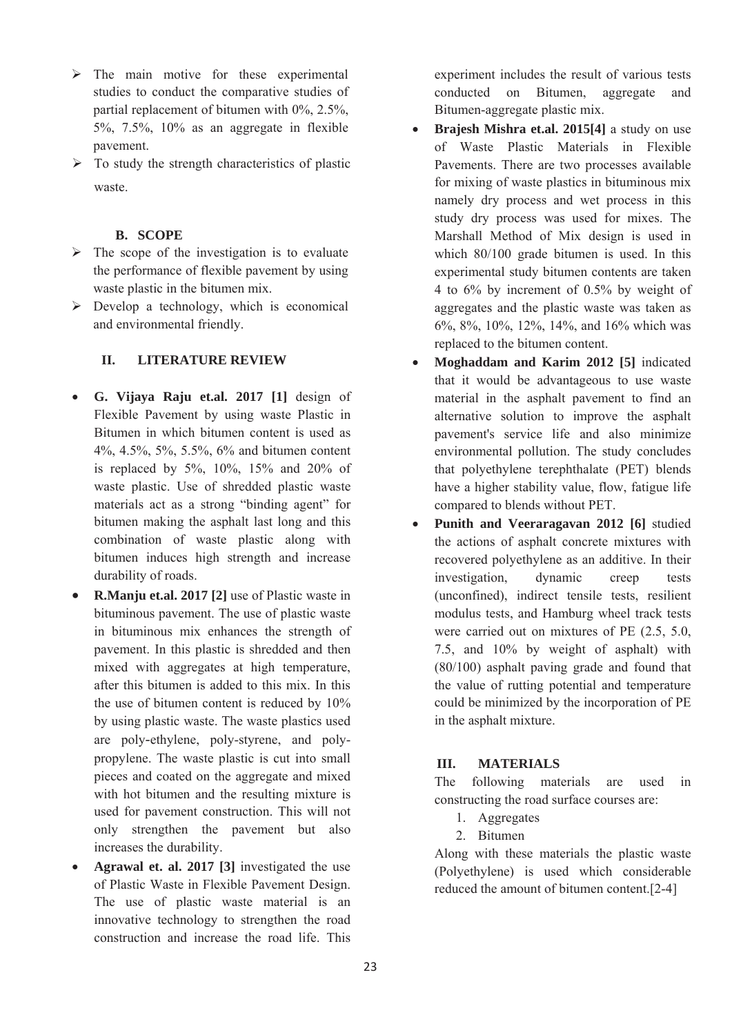- The main motive for these experimental studies to conduct the comparative studies of partial replacement of bitumen with 0%, 2.5%, 5%, 7.5%, 10% as an aggregate in flexible pavement.
- To study the strength characteristics of plastic waste.

### B. SCOPE

- The scope of the investigation is to evaluate the performance of flexible pavement by using waste plastic in the bitumen mix.
- Develop a technology, which is economical and environmental friendly.

## II. LITERATURE REVIEW

- **G. Vijaya Raju et.al. 2017 [1]** design of Flexible Pavement by using waste Plastic in Bitumen in which bitumen content is used as 4%, 4.5%, 5%, 5.5%, 6% and bitumen content is replaced by 5%, 10%, 15% and 20% of waste plastic. Use of shredded plastic waste materials act as a strong "binding agent" for bitumen making the asphalt last long and this combination of waste plastic along with bitumen induces high strength and increase durability of roads.
- **R.Manju et.al. 2017 [2]** use of Plastic waste in bituminous pavement. The use of plastic waste in bituminous mix enhances the strength of pavement. In this plastic is shredded and then mixed with aggregates at high temperature, after this bitumen is added to this mix. In this the use of bitumen content is reduced by 10% by using plastic waste. The waste plastics used are poly-ethylene, poly-styrene, and poly-propylene. The waste plastic is cut into small pieces and coated on the aggregate and mixed with hot bitumen and the resulting mixture is used for pavement construction. This will not only strengthen the pavement but also increases the durability.
- **Agrawal et. al. 2017 [3]** investigated the use of Plastic Waste in Flexible Pavement Design. The use of plastic waste material is an innovative technology to strengthen the road construction and increase the road life. This experiment includes the result of various tests conducted on Bitumen, aggregate and Bitumen-aggregate plastic mix.
- **Brajesh Mishra et.al. 2015[4]** a study on use of Waste Plastic Materials in Flexible Pavements. There are two processes available for mixing of waste plastics in bituminous mix namely dry process and wet process in this study dry process was used for mixes. The Marshall Method of Mix design is used in which 80/100 grade bitumen is used. In this experimental study bitumen contents are taken 4 to 6% by increment of 0.5% by weight of aggregates and the plastic waste was taken as 6%, 8%, 10%, 12%, 14%, and 16% which was replaced to the bitumen content.
- **Moghaddam and Karim 2012 [5]** indicated that it would be advantageous to use waste material in the asphalt pavement to find an alternative solution to improve the asphalt pavement's service life and also minimize environmental pollution. The study concludes that polyethylene terephthalate (PET) blends have a higher stability value, flow, fatigue life compared to blends without PET.
- **Punith and Veeraragavan 2012 [6]** studied the actions of asphalt concrete mixtures with recovered polyethylene as an additive. In their investigation, dynamic creep tests (unconfined), indirect tensile tests, resilient modulus tests, and Hamburg wheel track tests were carried out on mixtures of PE (2.5, 5.0, 7.5, and 10% by weight of asphalt) with (80/100) asphalt paving grade and found that the value of rutting potential and temperature could be minimized by the incorporation of PE in the asphalt mixture.

## III. MATERIALS

The following materials are used in constructing the road surface courses are:

1. Aggregates
2. Bitumen

Along with these materials the plastic waste (Polyethylene) is used which considerable reduced the amount of bitumen content.[2-4]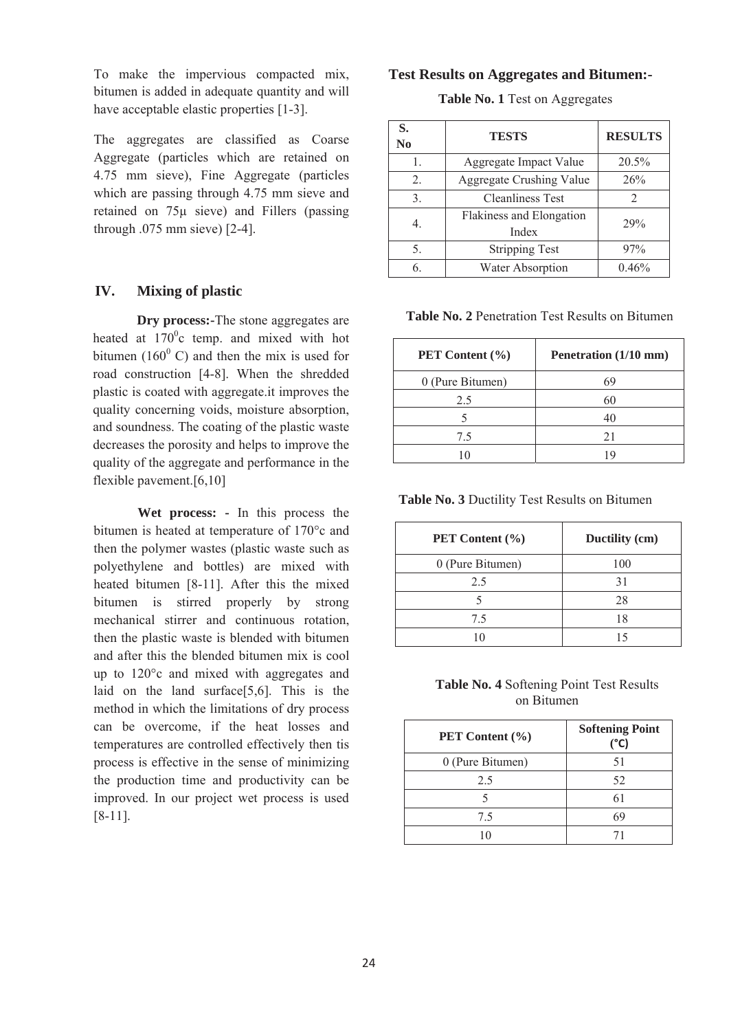To make the impervious compacted mix, bitumen is added in adequate quantity and will have acceptable elastic properties [1-3].

The aggregates are classified as Coarse Aggregate (particles which are retained on 4.75 mm sieve), Fine Aggregate (particles which are passing through 4.75 mm sieve and retained on 75µ sieve) and Fillers (passing through .075 mm sieve) [2-4].

## IV. Mixing of plastic

**Dry process:-**The stone aggregates are heated at $170^0$c temp. and mixed with hot bitumen ($160^0$ C) and then the mix is used for road construction [4-8]. When the shredded plastic is coated with aggregate.it improves the quality concerning voids, moisture absorption, and soundness. The coating of the plastic waste decreases the porosity and helps to improve the quality of the aggregate and performance in the flexible pavement.[6,10]

**Wet process: -** In this process the bitumen is heated at temperature of 170°c and then the polymer wastes (plastic waste such as polyethylene and bottles) are mixed with heated bitumen [8-11]. After this the mixed bitumen is stirred properly by strong mechanical stirrer and continuous rotation, then the plastic waste is blended with bitumen and after this the blended bitumen mix is cool up to 120°c and mixed with aggregates and laid on the land surface[5,6]. This is the method in which the limitations of dry process can be overcome, if the heat losses and temperatures are controlled effectively then tis process is effective in the sense of minimizing the production time and productivity can be improved. In our project wet process is used [8-11].

### Test Results on Aggregates and Bitumen:-

**Table No. 1** Test on Aggregates

| S. No | TESTS | RESULTS |
|---|---|---|
| 1. | Aggregate Impact Value | 20.5% |
| 2. | Aggregate Crushing Value | 26% |
| 3. | Cleanliness Test | 2 |
| 4. | Flakiness and Elongation Index | 29% |
| 5. | Stripping Test | 97% |
| 6. | Water Absorption | 0.46% |

**Table No. 2** Penetration Test Results on Bitumen

| PET Content (%) | Penetration (1/10 mm) |
|---|---|
| 0 (Pure Bitumen) | 69 |
| 2.5 | 60 |
| 5 | 40 |
| 7.5 | 21 |
| 10 | 19 |

**Table No. 3** Ductility Test Results on Bitumen

| PET Content (%) | Ductility (cm) |
|---|---|
| 0 (Pure Bitumen) | 100 |
| 2.5 | 31 |
| 5 | 28 |
| 7.5 | 18 |
| 10 | 15 |

**Table No. 4** Softening Point Test Results on Bitumen

| PET Content (%) | Softening Point (°C) |
|---|---|
| 0 (Pure Bitumen) | 51 |
| 2.5 | 52 |
| 5 | 61 |
| 7.5 | 69 |
| 10 | 71 |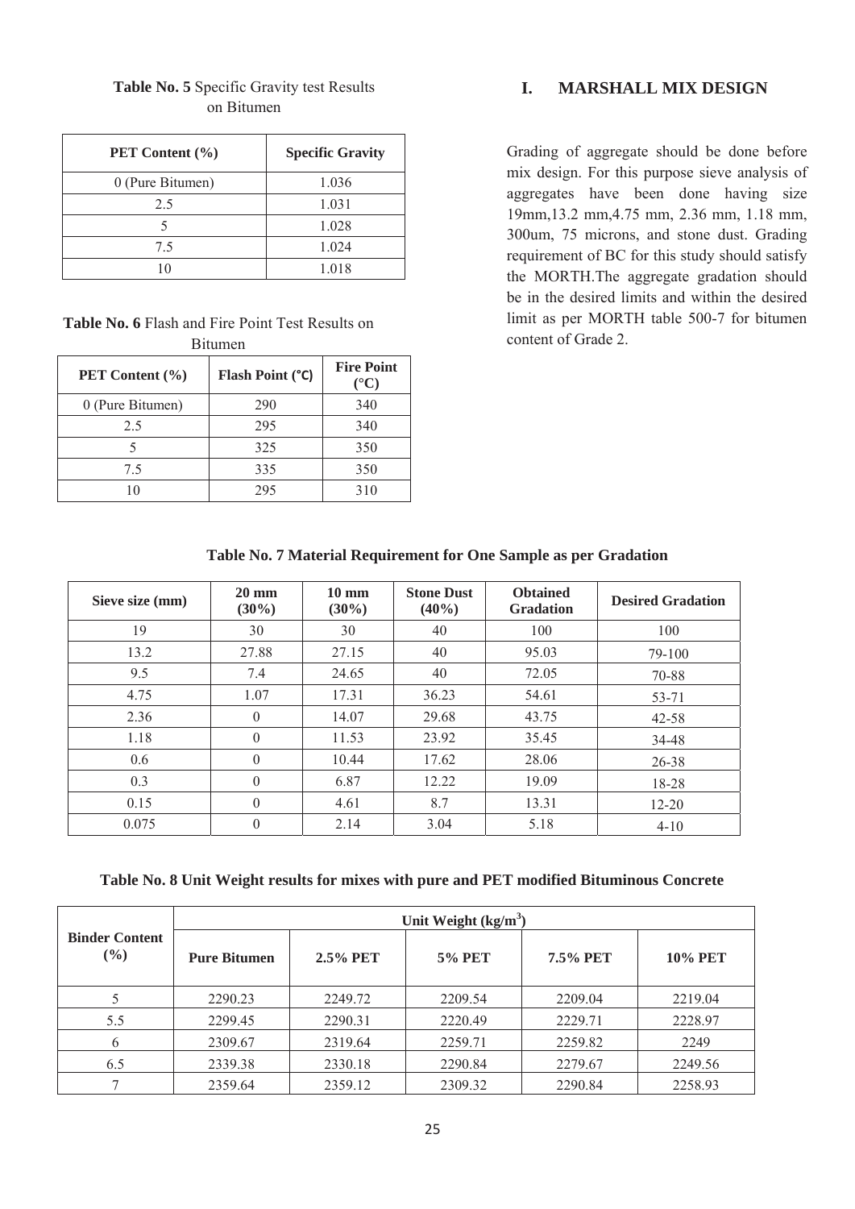**Table No. 5** Specific Gravity test Results on Bitumen

| PET Content (%) | Specific Gravity |
|---|---|
| 0 (Pure Bitumen) | 1.036 |
| 2.5 | 1.031 |
| 5 | 1.028 |
| 7.5 | 1.024 |
| 10 | 1.018 |

**Table No. 6** Flash and Fire Point Test Results on Bitumen

| PET Content (%) | Flash Point (℃) | Fire Point (°C) |
|---|---|---|
| 0 (Pure Bitumen) | 290 | 340 |
| 2.5 | 295 | 340 |
| 5 | 325 | 350 |
| 7.5 | 335 | 350 |
| 10 | 295 | 310 |

## I. MARSHALL MIX DESIGN

Grading of aggregate should be done before mix design. For this purpose sieve analysis of aggregates have been done having size 19mm,13.2 mm,4.75 mm, 2.36 mm, 1.18 mm, 300um, 75 microns, and stone dust. Grading requirement of BC for this study should satisfy the MORTH.The aggregate gradation should be in the desired limits and within the desired limit as per MORTH table 500-7 for bitumen content of Grade 2.

**Table No. 7 Material Requirement for One Sample as per Gradation**

| Sieve size (mm) | 20 mm (30%) | 10 mm (30%) | Stone Dust (40%) | Obtained Gradation | Desired Gradation |
|---|---|---|---|---|---|
| 19 | 30 | 30 | 40 | 100 | 100 |
| 13.2 | 27.88 | 27.15 | 40 | 95.03 | 79-100 |
| 9.5 | 7.4 | 24.65 | 40 | 72.05 | 70-88 |
| 4.75 | 1.07 | 17.31 | 36.23 | 54.61 | 53-71 |
| 2.36 | 0 | 14.07 | 29.68 | 43.75 | 42-58 |
| 1.18 | 0 | 11.53 | 23.92 | 35.45 | 34-48 |
| 0.6 | 0 | 10.44 | 17.62 | 28.06 | 26-38 |
| 0.3 | 0 | 6.87 | 12.22 | 19.09 | 18-28 |
| 0.15 | 0 | 4.61 | 8.7 | 13.31 | 12-20 |
| 0.075 | 0 | 2.14 | 3.04 | 5.18 | 4-10 |

**Table No. 8 Unit Weight results for mixes with pure and PET modified Bituminous Concrete**

| Binder Content (%) | Unit Weight ($kg/m^3$) | | | | |
|---|---|---|---|---|---|
| | Pure Bitumen | 2.5% PET | 5% PET | 7.5% PET | 10% PET |
| 5 | 2290.23 | 2249.72 | 2209.54 | 2209.04 | 2219.04 |
| 5.5 | 2299.45 | 2290.31 | 2220.49 | 2229.71 | 2228.97 |
| 6 | 2309.67 | 2319.64 | 2259.71 | 2259.82 | 2249 |
| 6.5 | 2339.38 | 2330.18 | 2290.84 | 2279.67 | 2249.56 |
| 7 | 2359.64 | 2359.12 | 2309.32 | 2290.84 | 2258.93 |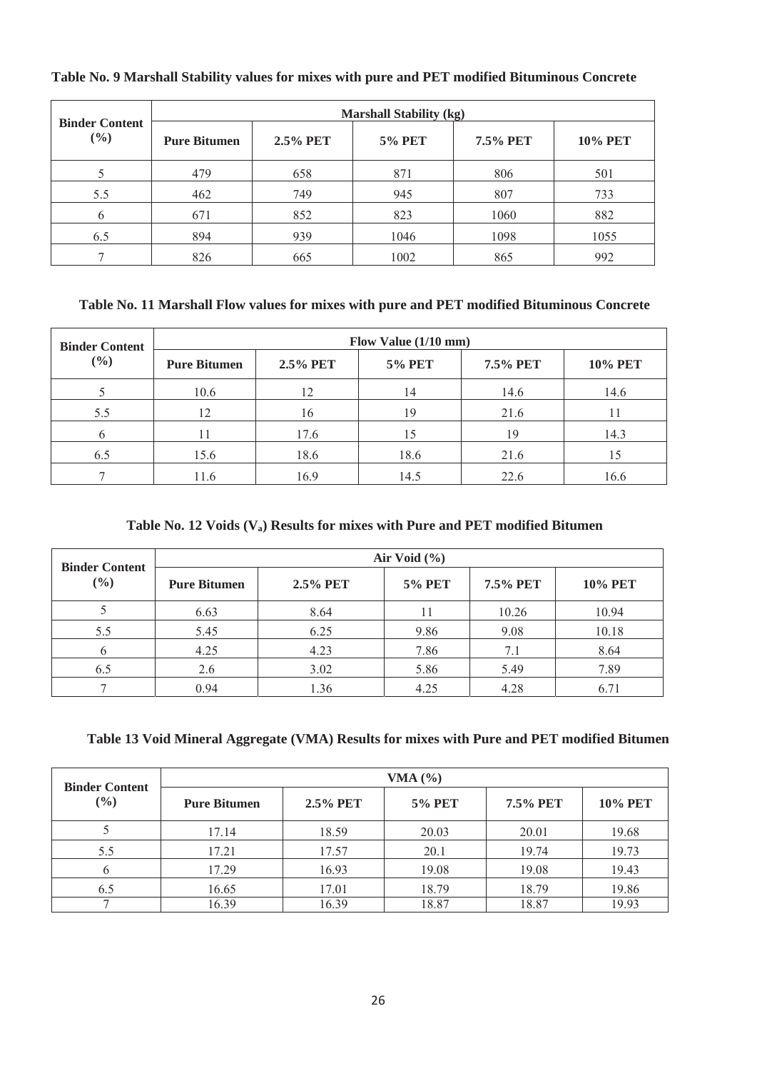**Table No. 9 Marshall Stability values for mixes with pure and PET modified Bituminous Concrete**

| Binder Content (%) | Marshall Stability (kg) | | | | |
|---|---|---|---|---|---|
| | Pure Bitumen | 2.5% PET | 5% PET | 7.5% PET | 10% PET |
| 5 | 479 | 658 | 871 | 806 | 501 |
| 5.5 | 462 | 749 | 945 | 807 | 733 |
| 6 | 671 | 852 | 823 | 1060 | 882 |
| 6.5 | 894 | 939 | 1046 | 1098 | 1055 |
| 7 | 826 | 665 | 1002 | 865 | 992 |

**Table No. 11 Marshall Flow values for mixes with pure and PET modified Bituminous Concrete**

| Binder Content (%) | Flow Value (1/10 mm) | | | | |
|---|---|---|---|---|---|
| | Pure Bitumen | 2.5% PET | 5% PET | 7.5% PET | 10% PET |
| 5 | 10.6 | 12 | 14 | 14.6 | 14.6 |
| 5.5 | 12 | 16 | 19 | 21.6 | 11 |
| 6 | 11 | 17.6 | 15 | 19 | 14.3 |
| 6.5 | 15.6 | 18.6 | 18.6 | 21.6 | 15 |
| 7 | 11.6 | 16.9 | 14.5 | 22.6 | 16.6 |

**Table No. 12 Voids ($V_a$) Results for mixes with Pure and PET modified Bitumen**

| Binder Content (%) | Air Void (%) | | | | |
|---|---|---|---|---|---|
| | Pure Bitumen | 2.5% PET | 5% PET | 7.5% PET | 10% PET |
| 5 | 6.63 | 8.64 | 11 | 10.26 | 10.94 |
| 5.5 | 5.45 | 6.25 | 9.86 | 9.08 | 10.18 |
| 6 | 4.25 | 4.23 | 7.86 | 7.1 | 8.64 |
| 6.5 | 2.6 | 3.02 | 5.86 | 5.49 | 7.89 |
| 7 | 0.94 | 1.36 | 4.25 | 4.28 | 6.71 |

**Table 13 Void Mineral Aggregate (VMA) Results for mixes with Pure and PET modified Bitumen**

| Binder Content (%) | VMA (%) | | | | |
|---|---|---|---|---|---|
| | Pure Bitumen | 2.5% PET | 5% PET | 7.5% PET | 10% PET |
| 5 | 17.14 | 18.59 | 20.03 | 20.01 | 19.68 |
| 5.5 | 17.21 | 17.57 | 20.1 | 19.74 | 19.73 |
| 6 | 17.29 | 16.93 | 19.08 | 19.08 | 19.43 |
| 6.5 | 16.65 | 17.01 | 18.79 | 18.79 | 19.86 |
| 7 | 16.39 | 16.39 | 18.87 | 18.87 | 19.93 |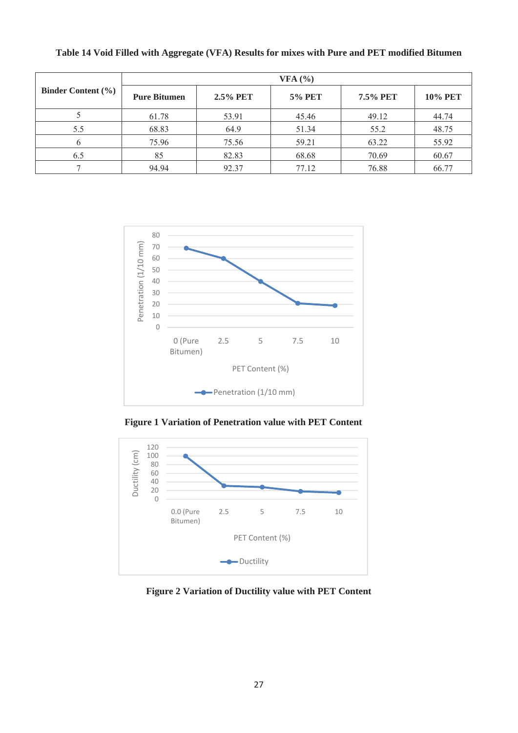**Table 14 Void Filled with Aggregate (VFA) Results for mixes with Pure and PET modified Bitumen**

| Binder Content (%) | VFA (%) | | | | |
|---|---|---|---|---|---|
| | Pure Bitumen | 2.5% PET | 5% PET | 7.5% PET | 10% PET |
| 5 | 61.78 | 53.91 | 45.46 | 49.12 | 44.74 |
| 5.5 | 68.83 | 64.9 | 51.34 | 55.2 | 48.75 |
| 6 | 75.96 | 75.56 | 59.21 | 63.22 | 55.92 |
| 6.5 | 85 | 82.83 | 68.68 | 70.69 | 60.67 |
| 7 | 94.94 | 92.37 | 77.12 | 76.88 | 66.77 |

**Figure 1 Variation of Penetration value with PET Content**

**Figure 2 Variation of Ductility value with PET Content**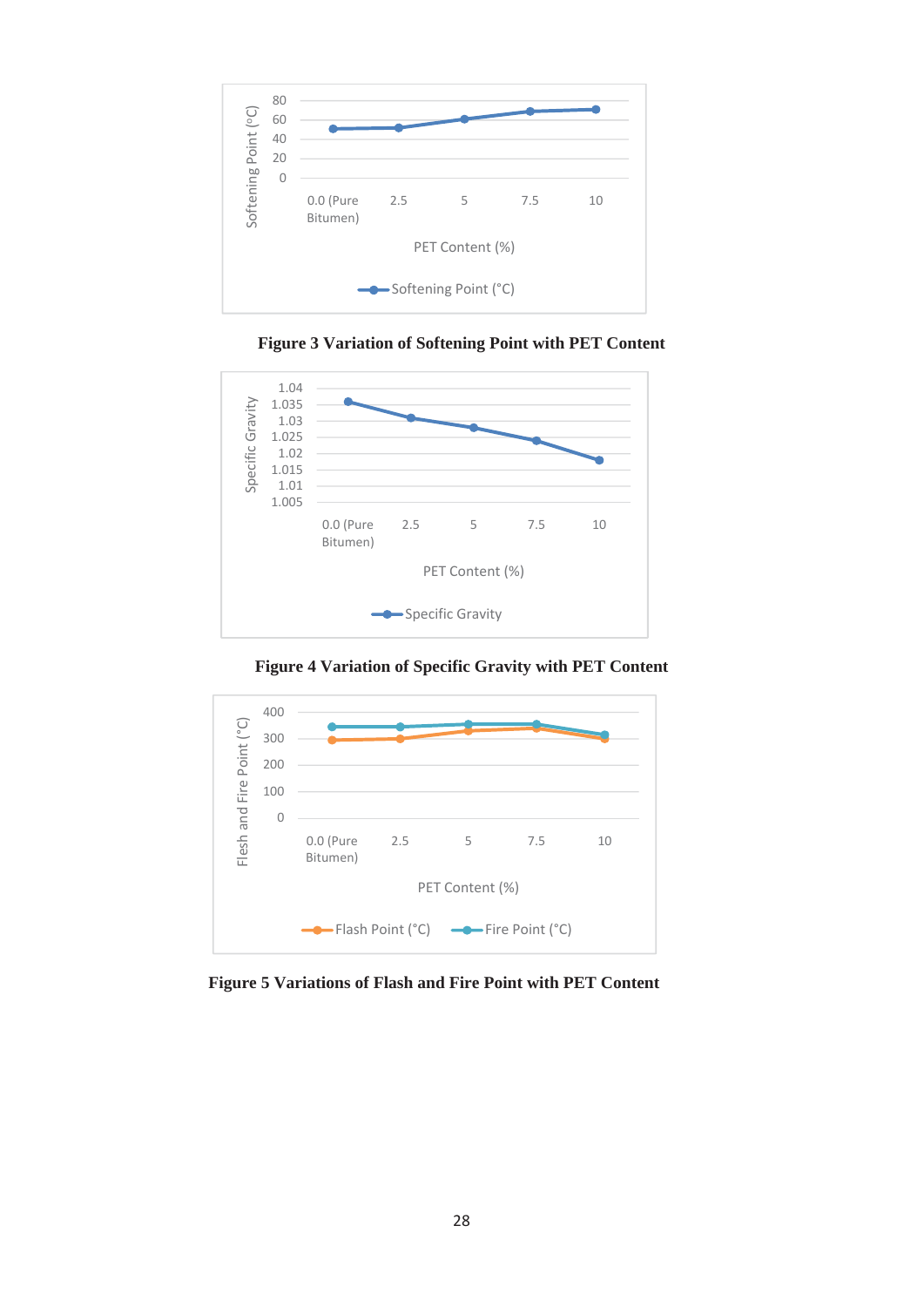Figure 3 Variation of Softening Point with PET Content

Figure 4 Variation of Specific Gravity with PET Content

Figure 5 Variations of Flash and Fire Point with PET Content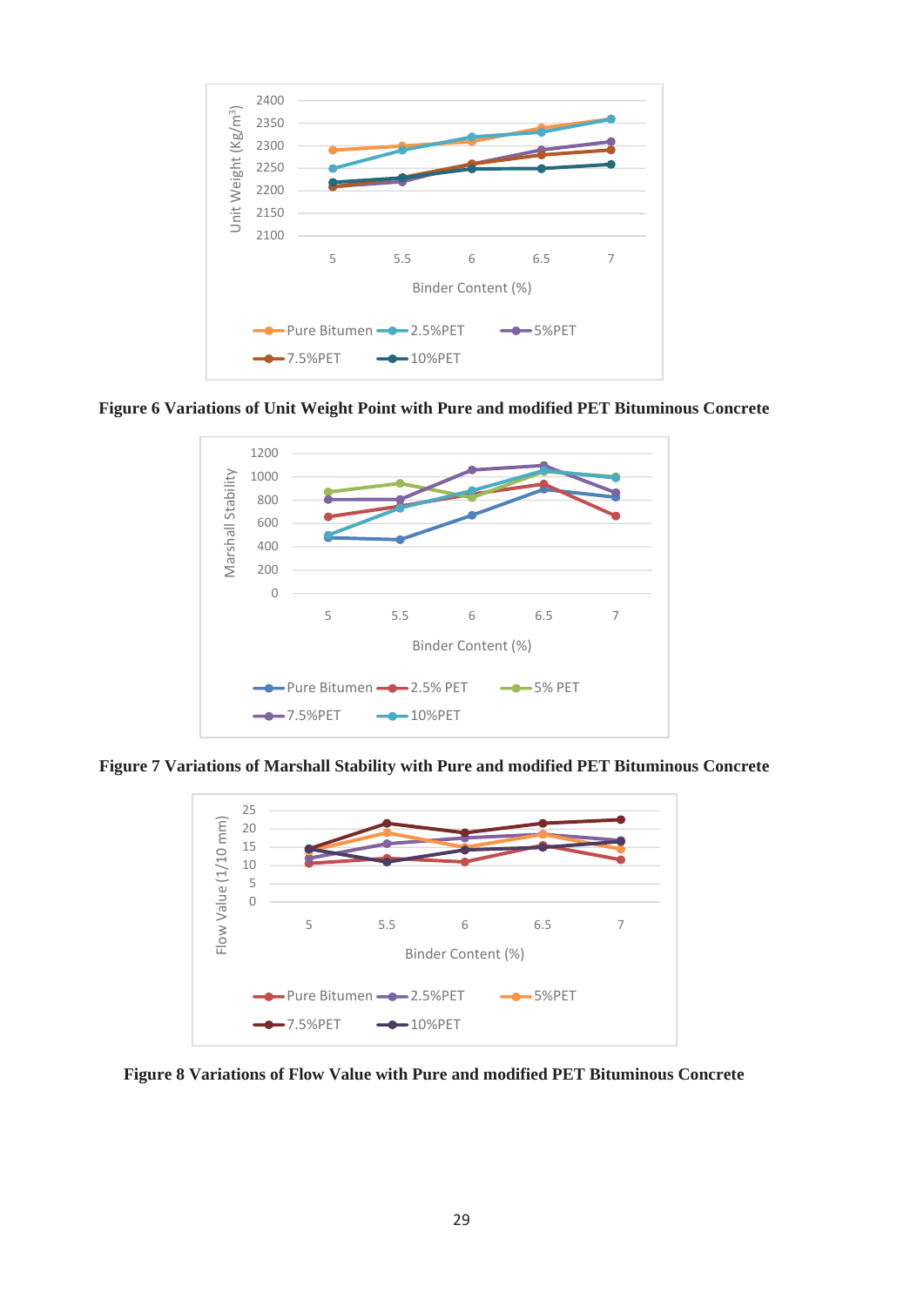**Figure 6 Variations of Unit Weight Point with Pure and modified PET Bituminous Concrete**

**Figure 7 Variations of Marshall Stability with Pure and modified PET Bituminous Concrete**

**Figure 8 Variations of Flow Value with Pure and modified PET Bituminous Concrete**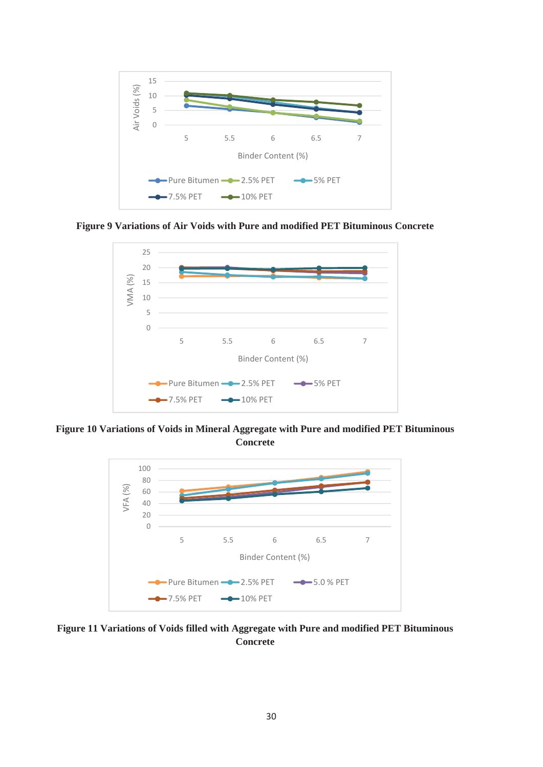**Figure 9 Variations of Air Voids with Pure and modified PET Bituminous Concrete**

**Figure 10 Variations of Voids in Mineral Aggregate with Pure and modified PET Bituminous Concrete**

**Figure 11 Variations of Voids filled with Aggregate with Pure and modified PET Bituminous Concrete**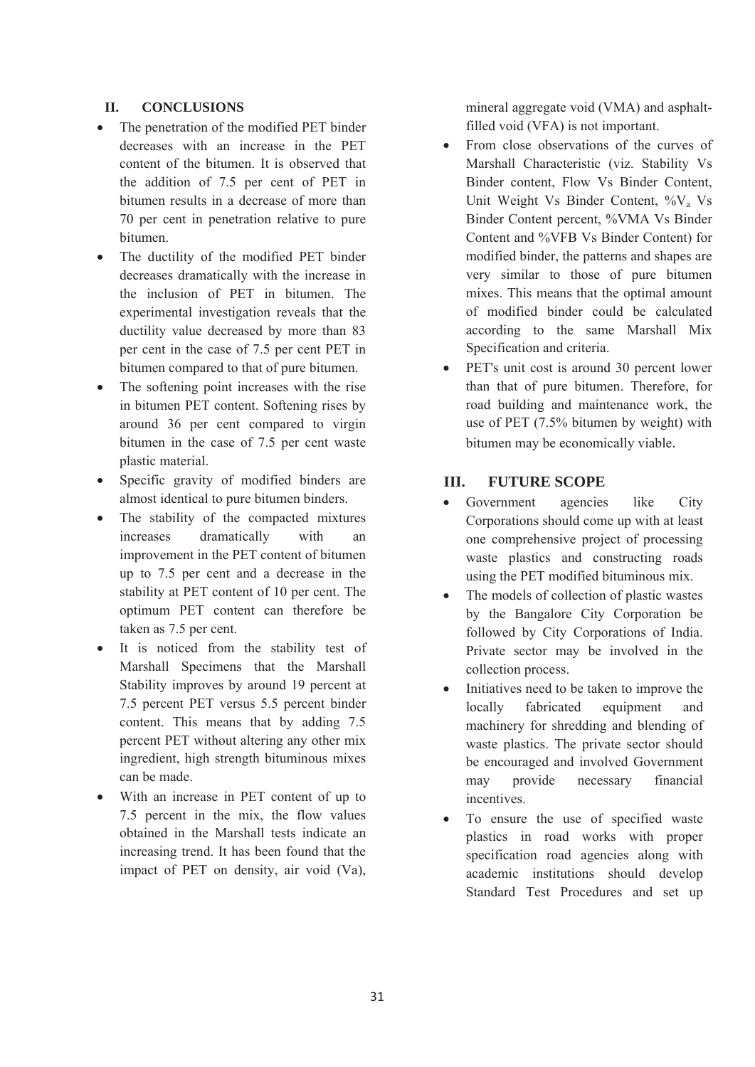## II. CONCLUSIONS

- The penetration of the modified PET binder decreases with an increase in the PET content of the bitumen. It is observed that the addition of 7.5 per cent of PET in bitumen results in a decrease of more than 70 per cent in penetration relative to pure bitumen.
- The ductility of the modified PET binder decreases dramatically with the increase in the inclusion of PET in bitumen. The experimental investigation reveals that the ductility value decreased by more than 83 per cent in the case of 7.5 per cent PET in bitumen compared to that of pure bitumen.
- The softening point increases with the rise in bitumen PET content. Softening rises by around 36 per cent compared to virgin bitumen in the case of 7.5 per cent waste plastic material.
- Specific gravity of modified binders are almost identical to pure bitumen binders.
- The stability of the compacted mixtures increases dramatically with an improvement in the PET content of bitumen up to 7.5 per cent and a decrease in the stability at PET content of 10 per cent. The optimum PET content can therefore be taken as 7.5 per cent.
- It is noticed from the stability test of Marshall Specimens that the Marshall Stability improves by around 19 percent at 7.5 percent PET versus 5.5 percent binder content. This means that by adding 7.5 percent PET without altering any other mix ingredient, high strength bituminous mixes can be made.
- With an increase in PET content of up to 7.5 percent in the mix, the flow values obtained in the Marshall tests indicate an increasing trend. It has been found that the impact of PET on density, air void (Va), mineral aggregate void (VMA) and asphalt-filled void (VFA) is not important.
- From close observations of the curves of Marshall Characteristic (viz. Stability Vs Binder content, Flow Vs Binder Content, Unit Weight Vs Binder Content, %$V_a$ Vs Binder Content percent, %VMA Vs Binder Content and %VFB Vs Binder Content) for modified binder, the patterns and shapes are very similar to those of pure bitumen mixes. This means that the optimal amount of modified binder could be calculated according to the same Marshall Mix Specification and criteria.
- PET's unit cost is around 30 percent lower than that of pure bitumen. Therefore, for road building and maintenance work, the use of PET (7.5% bitumen by weight) with bitumen may be economically viable.

## III. FUTURE SCOPE

- Government agencies like City Corporations should come up with at least one comprehensive project of processing waste plastics and constructing roads using the PET modified bituminous mix.
- The models of collection of plastic wastes by the Bangalore City Corporation be followed by City Corporations of India. Private sector may be involved in the collection process.
- Initiatives need to be taken to improve the locally fabricated equipment and machinery for shredding and blending of waste plastics. The private sector should be encouraged and involved Government may provide necessary financial incentives.
- To ensure the use of specified waste plastics in road works with proper specification road agencies along with academic institutions should develop Standard Test Procedures and set up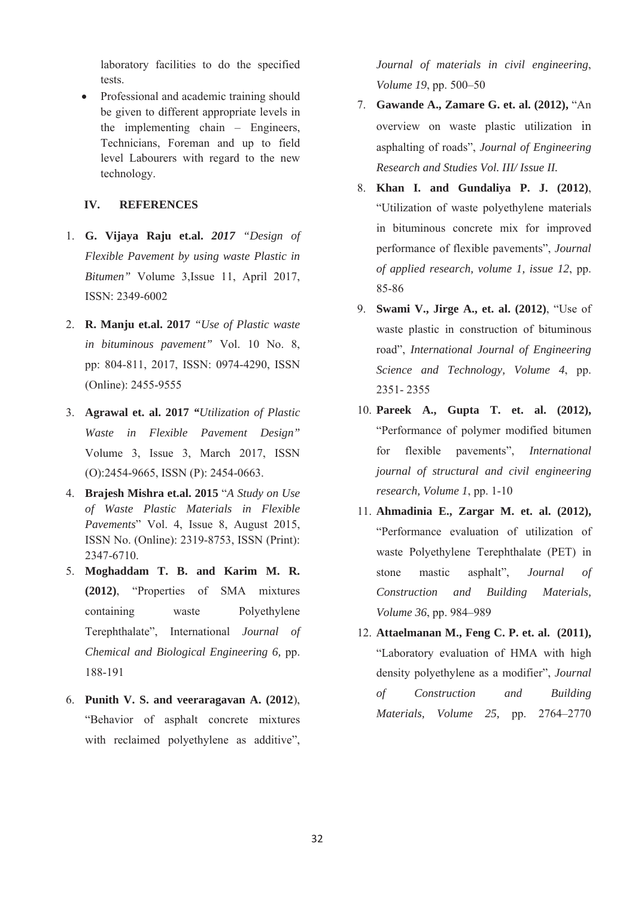laboratory facilities to do the specified tests.

- Professional and academic training should be given to different appropriate levels in the implementing chain – Engineers, Technicians, Foreman and up to field level Labourers with regard to the new technology.

## IV. REFERENCES

1. **G. Vijaya Raju et.al.** ***2017*** *"Design of Flexible Pavement by using waste Plastic in Bitumen"* Volume 3,Issue 11, April 2017, ISSN: 2349-6002

2. **R. Manju et.al. 2017** *"Use of Plastic waste in bituminous pavement"* Vol. 10 No. 8, pp: 804-811, 2017, ISSN: 0974-4290, ISSN (Online): 2455-9555

3. **Agrawal et. al. 2017 "***Utilization of Plastic Waste in Flexible Pavement Design"* Volume 3, Issue 3, March 2017, ISSN (O):2454-9665, ISSN (P): 2454-0663.

4. **Brajesh Mishra et.al. 2015** "*A Study on Use of Waste Plastic Materials in Flexible Pavements*" Vol. 4, Issue 8, August 2015, ISSN No. (Online): 2319-8753, ISSN (Print): 2347-6710.

5. **Moghaddam T. B. and Karim M. R. (2012)**, "Properties of SMA mixtures containing waste Polyethylene Terephthalate", International *Journal of Chemical and Biological Engineering 6,* pp. 188-191

6. **Punith V. S. and veeraragavan A. (2012**), "Behavior of asphalt concrete mixtures with reclaimed polyethylene as additive", *Journal of materials in civil engineering*, *Volume 19*, pp. 500–50

7. **Gawande A., Zamare G. et. al. (2012),** "An overview on waste plastic utilization in asphalting of roads", *Journal of Engineering Research and Studies Vol. III/ Issue II.*

8. **Khan I. and Gundaliya P. J. (2012)**, "Utilization of waste polyethylene materials in bituminous concrete mix for improved performance of flexible pavements", *Journal of applied research, volume 1, issue 12*, pp. 85-86

9. **Swami V., Jirge A., et. al. (2012)**, "Use of waste plastic in construction of bituminous road", *International Journal of Engineering Science and Technology, Volume 4*, pp. 2351- 2355

10. **Pareek A., Gupta T. et. al. (2012),** "Performance of polymer modified bitumen for flexible pavements", *International journal of structural and civil engineering research, Volume 1*, pp. 1-10

11. **Ahmadinia E., Zargar M. et. al. (2012),** "Performance evaluation of utilization of waste Polyethylene Terephthalate (PET) in stone mastic asphalt", *Journal of Construction and Building Materials, Volume 36*, pp. 984–989

12. **Attaelmanan M., Feng C. P. et. al. (2011),** "Laboratory evaluation of HMA with high density polyethylene as a modifier", *Journal of Construction and Building Materials, Volume 25,* pp. 2764–2770